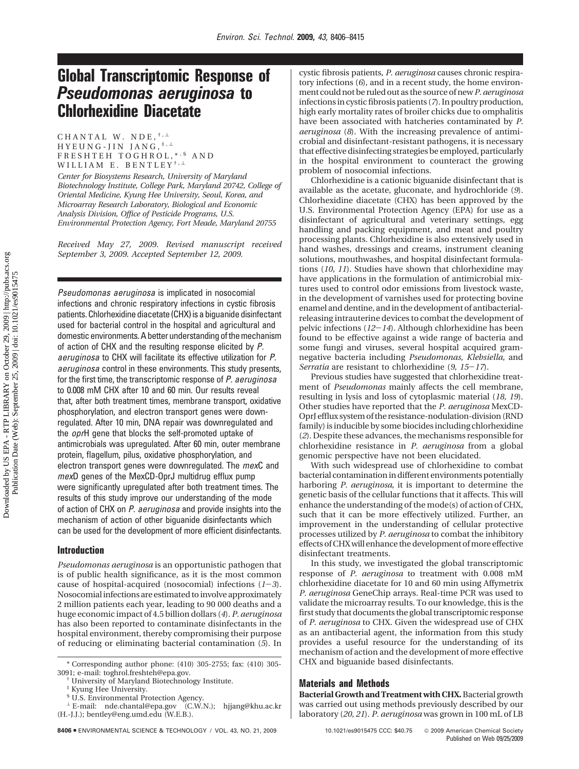# Global Transcriptomic Response of *Pseudomonas aeruginosa* to Chlorhexidine Diacetate

CHANTAL W. NDE,[†,⊥] HYEUNG-JIN JANG,[‡,⊥] FRESHTEH TOGHROL,[*,§] AND WILLIAM E. BENTLEY[†,⊥]

*Center for Biosystems Research, University of Maryland Biotechnology Institute, College Park, Maryland 20742, College of Oriental Medicine, Kyung Hee University, Seoul, Korea, and Microarray Research Laboratory, Biological and Economic Analysis Division, Office of Pesticide Programs, U.S. Environmental Protection Agency, Fort Meade, Maryland 20755*

*Received May 27, 2009. Revised manuscript received September 3, 2009. Accepted September 12, 2009.*

*Pseudomonas aeruginosa* is implicated in nosocomial infections and chronic respiratory infections in cystic fibrosis patients. Chlorhexidine diacetate (CHX) is a biguanide disinfectant used for bacterial control in the hospital and agricultural and domestic environments. A better understanding of the mechanism of action of CHX and the resulting response elicited by *P. aeruginosa* to CHX will facilitate its effective utilization for *P. aeruginosa* control in these environments. This study presents, for the first time, the transcriptomic response of *P. aeruginosa* to 0.008 mM CHX after 10 and 60 min. Our results reveal that, after both treatment times, membrane transport, oxidative phosphorylation, and electron transport genes were downregulated. After 10 min, DNA repair was downregulated and the *opr*H gene that blocks the self-promoted uptake of antimicrobials was upregulated. After 60 min, outer membrane protein, flagellum, pilus, oxidative phosphorylation, and electron transport genes were downregulated. The *mex*C and *mex*D genes of the MexCD-OprJ multidrug efflux pump were significantly upregulated after both treatment times. The results of this study improve our understanding of the mode of action of CHX on *P. aeruginosa* and provide insights into the mechanism of action of other biguanide disinfectants which can be used for the development of more efficient disinfectants.

## Introduction

*Pseudomonas aeruginosa* is an opportunistic pathogen that is of public health significance, as it is the most common cause of hospital-acquired (nosocomial) infections (*1*−*3*). Nosocomial infections are estimated to involve approximately 2 million patients each year, leading to 90 000 deaths and a huge economic impact of 4.5 billion dollars (*4*). *P. aeruginosa* has also been reported to contaminate disinfectants in the hospital environment, thereby compromising their purpose of reducing or eliminating bacterial contamination (*5*). In cystic fibrosis patients, *P. aeruginosa* causes chronic respiratory infections (*6*), and in a recent study, the home environment could not be ruled out as the source of new *P. aeruginosa* infections in cystic fibrosis patients (*7*). In poultry production, high early mortality rates of broiler chicks due to omphalitis have been associated with hatcheries contaminated by *P. aeruginosa* (*8*). With the increasing prevalence of antimicrobial and disinfectant-resistant pathogens, it is necessary that effective disinfecting strategies be employed, particularly in the hospital environment to counteract the growing problem of nosocomial infections.

Chlorhexidine is a cationic biguanide disinfectant that is available as the acetate, gluconate, and hydrochloride (*9*). Chlorhexidine diacetate (CHX) has been approved by the U.S. Environmental Protection Agency (EPA) for use as a disinfectant of agricultural and veterinary settings, egg handling and packing equipment, and meat and poultry processing plants. Chlorhexidine is also extensively used in hand washes, dressings and creams, instrument cleaning solutions, mouthwashes, and hospital disinfectant formulations (*10*, *11*). Studies have shown that chlorhexidine may have applications in the formulation of antimicrobial mixtures used to control odor emissions from livestock waste, in the development of varnishes used for protecting bovine enamel and dentine, and in the development of antibacterial-releasing intrauterine devices to combat the development of pelvic infections (*12*−*14*). Although chlorhexidine has been found to be effective against a wide range of bacteria and some fungi and viruses, several hospital acquired gram-negative bacteria including *Pseudomonas*, *Klebsiella*, and *Serratia* are resistant to chlorhexidine (*9*, *15*−*17*).

Previous studies have suggested that chlorhexidine treatment of *Pseudomonas* mainly affects the cell membrane, resulting in lysis and loss of cytoplasmic material (*18*, *19*). Other studies have reported that the *P. aeruginosa* MexCD-OprJ efflux system of the resistance-nodulation-division (RND family) is inducible by some biocides including chlorhexidine (*2*). Despite these advances, the mechanisms responsible for chlorhexidine resistance in *P. aeruginosa* from a global genomic perspective have not been elucidated.

With such widespread use of chlorhexidine to combat bacterial contamination in different environments potentially harboring *P. aeruginosa*, it is important to determine the genetic basis of the cellular functions that it affects. This will enhance the understanding of the mode(s) of action of CHX, such that it can be more effectively utilized. Further, an improvement in the understanding of cellular protective processes utilized by *P. aeruginosa* to combat the inhibitory effects of CHX will enhance the development of more effective disinfectant treatments.

In this study, we investigated the global transcriptomic response of *P. aeruginosa* to treatment with 0.008 mM chlorhexidine diacetate for 10 and 60 min using Affymetrix *P. aeruginosa* GeneChip arrays. Real-time PCR was used to validate the microarray results. To our knowledge, this is the first study that documents the global transcriptomic response of *P. aeruginosa* to CHX. Given the widespread use of CHX as an antibacterial agent, the information from this study provides a useful resource for the understanding of its mechanism of action and the development of more effective CHX and biguanide based disinfectants.

## Materials and Methods

**Bacterial Growth and Treatment with CHX.** Bacterial growth was carried out using methods previously described by our laboratory (*20*, *21*). *P. aeruginosa* was grown in 100 mL of LB

\* Corresponding author phone: (410) 305-2755; fax: (410) 305-3091; e-mail: toghrol.freshteh@epa.gov.

† University of Maryland Biotechnology Institute.

‡ Kyung Hee University.

§ U.S. Environmental Protection Agency.

⊥ E-mail: nde.chantal@epa.gov (C.W.N.); hjjang@khu.ac.kr (H.-J.J.); bentley@eng.umd.edu (W.E.B.).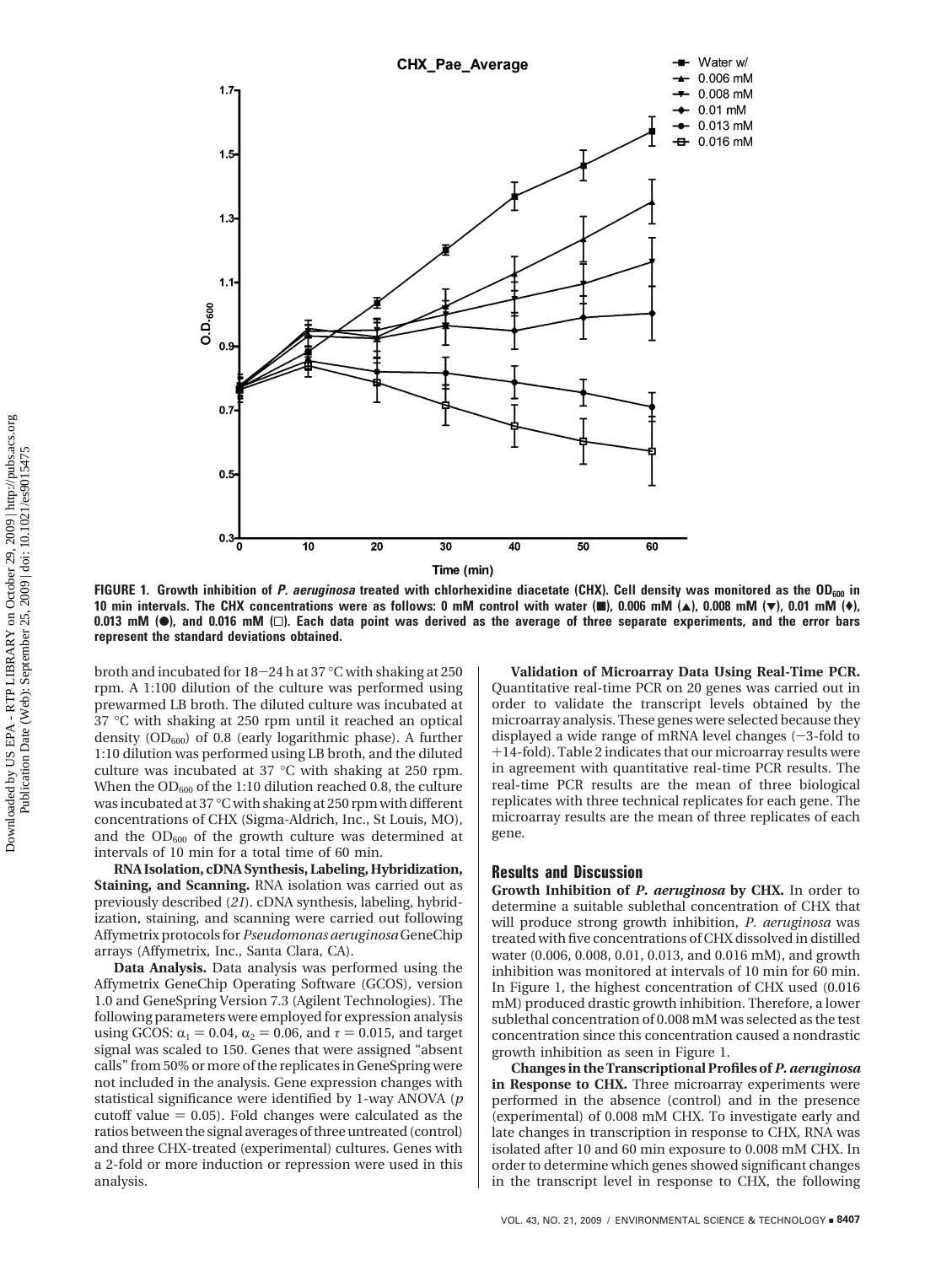FIGURE 1. Growth inhibition of *P. aeruginosa* treated with chlorhexidine diacetate (CHX). Cell density was monitored as the $OD_{600}$ in 10 min intervals. The CHX concentrations were as follows: 0 mM control with water (■), 0.006 mM (▲), 0.008 mM (▼), 0.01 mM (♦), 0.013 mM (●), and 0.016 mM (□). Each data point was derived as the average of three separate experiments, and the error bars represent the standard deviations obtained.

broth and incubated for 18−24 h at 37 °C with shaking at 250 rpm. A 1:100 dilution of the culture was performed using prewarmed LB broth. The diluted culture was incubated at 37 °C with shaking at 250 rpm until it reached an optical density ($OD_{600}$) of 0.8 (early logarithmic phase). A further 1:10 dilution was performed using LB broth, and the diluted culture was incubated at 37 °C with shaking at 250 rpm. When the $OD_{600}$ of the 1:10 dilution reached 0.8, the culture was incubated at 37 °C with shaking at 250 rpm with different concentrations of CHX (Sigma-Aldrich, Inc., St Louis, MO), and the $OD_{600}$ of the growth culture was determined at intervals of 10 min for a total time of 60 min.

**RNA Isolation, cDNA Synthesis, Labeling, Hybridization, Staining, and Scanning.** RNA isolation was carried out as previously described (*21*). cDNA synthesis, labeling, hybridization, staining, and scanning were carried out following Affymetrix protocols for *Pseudomonas aeruginosa* GeneChip arrays (Affymetrix, Inc., Santa Clara, CA).

**Data Analysis.** Data analysis was performed using the Affymetrix GeneChip Operating Software (GCOS), version 1.0 and GeneSpring Version 7.3 (Agilent Technologies). The following parameters were employed for expression analysis using GCOS: $\alpha_1 = 0.04$, $\alpha_2 = 0.06$, and $\tau = 0.015$, and target signal was scaled to 150. Genes that were assigned "absent calls" from 50% or more of the replicates in GeneSpring were not included in the analysis. Gene expression changes with statistical significance were identified by 1-way ANOVA ($p$ cutoff value = 0.05). Fold changes were calculated as the ratios between the signal averages of three untreated (control) and three CHX-treated (experimental) cultures. Genes with a 2-fold or more induction or repression were used in this analysis.

**Validation of Microarray Data Using Real-Time PCR.** Quantitative real-time PCR on 20 genes was carried out in order to validate the transcript levels obtained by the microarray analysis. These genes were selected because they displayed a wide range of mRNA level changes (−3-fold to +14-fold). Table 2 indicates that our microarray results were in agreement with quantitative real-time PCR results. The real-time PCR results are the mean of three biological replicates with three technical replicates for each gene. The microarray results are the mean of three replicates of each gene.

## Results and Discussion

**Growth Inhibition of *P. aeruginosa* by CHX.** In order to determine a suitable sublethal concentration of CHX that will produce strong growth inhibition, *P. aeruginosa* was treated with five concentrations of CHX dissolved in distilled water (0.006, 0.008, 0.01, 0.013, and 0.016 mM), and growth inhibition was monitored at intervals of 10 min for 60 min. In Figure 1, the highest concentration of CHX used (0.016 mM) produced drastic growth inhibition. Therefore, a lower sublethal concentration of 0.008 mM was selected as the test concentration since this concentration caused a nondrastic growth inhibition as seen in Figure 1.

**Changes in the Transcriptional Profiles of *P. aeruginosa* in Response to CHX.** Three microarray experiments were performed in the absence (control) and in the presence (experimental) of 0.008 mM CHX. To investigate early and late changes in transcription in response to CHX, RNA was isolated after 10 and 60 min exposure to 0.008 mM CHX. In order to determine which genes showed significant changes in the transcript level in response to CHX, the following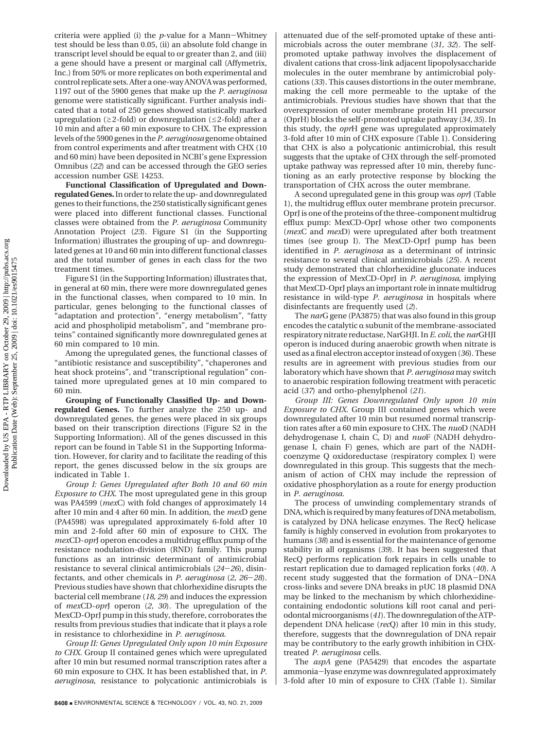criteria were applied (i) the *p*-value for a Mann–Whitney test should be less than 0.05, (ii) an absolute fold change in transcript level should be equal to or greater than 2, and (iii) a gene should have a present or marginal call (Affymetrix, Inc.) from 50% or more replicates on both experimental and control replicate sets. After a one-way ANOVA was performed, 1197 out of the 5900 genes that make up the *P. aeruginosa* genome were statistically significant. Further analysis indicated that a total of 250 genes showed statistically marked upregulation (≥2-fold) or downregulation (≤2-fold) after a 10 min and after a 60 min exposure to CHX. The expression levels of the 5900 genes in the *P. aeruginosa* genome obtained from control experiments and after treatment with CHX (10 and 60 min) have been deposited in NCBI's gene Expression Omnibus (22) and can be accessed through the GEO series accession number GSE 14253.

**Functional Classification of Upregulated and Downregulated Genes.** In order to relate the up- and downregulated genes to their functions, the 250 statistically significant genes were placed into different functional classes. Functional classes were obtained from the *P. aeruginosa* Community Annotation Project (23). Figure S1 (in the Supporting Information) illustrates the grouping of up- and downregulated genes at 10 and 60 min into different functional classes and the total number of genes in each class for the two treatment times.

Figure S1 (in the Supporting Information) illustrates that, in general at 60 min, there were more downregulated genes in the functional classes, when compared to 10 min. In particular, genes belonging to the functional classes of "adaptation and protection", "energy metabolism", "fatty acid and phospholipid metabolism", and "membrane proteins" contained significantly more downregulated genes at 60 min compared to 10 min.

Among the upregulated genes, the functional classes of "antibiotic resistance and susceptibility", "chaperones and heat shock proteins", and "transcriptional regulation" contained more upregulated genes at 10 min compared to 60 min.

**Grouping of Functionally Classified Up- and Downregulated Genes.** To further analyze the 250 up- and downregulated genes, the genes were placed in six groups based on their transcription directions (Figure S2 in the Supporting Information). All of the genes discussed in this report can be found in Table S1 in the Supporting Information. However, for clarity and to facilitate the reading of this report, the genes discussed below in the six groups are indicated in Table 1.

*Group I: Genes Upregulated after Both 10 and 60 min Exposure to CHX.* The most upregulated gene in this group was PA4599 (*mex*C) with fold changes of approximately 14 after 10 min and 4 after 60 min. In addition, the *mex*D gene (PA4598) was upregulated approximately 6-fold after 10 min and 2-fold after 60 min of exposure to CHX. The *mex*CD-*opr*J operon encodes a multidrug efflux pump of the resistance nodulation-division (RND) family. This pump functions as an intrinsic determinant of antimicrobial resistance to several clinical antimicrobials (24–26), disinfectants, and other chemicals in *P. aeruginosa* (2, 26–28). Previous studies have shown that chlorhexidine disrupts the bacterial cell membrane (18, 29) and induces the expression of *mex*CD-*opr*J operon (2, 30). The upregulation of the MexCD-OprJ pump in this study, therefore, corroborates the results from previous studies that indicate that it plays a role in resistance to chlorhexidine in *P. aeruginosa*.

*Group II: Genes Upregulated Only upon 10 min Exposure to CHX.* Group II contained genes which were upregulated after 10 min but resumed normal transcription rates after a 60 min exposure to CHX. It has been established that, in *P. aeruginosa*, resistance to polycationic antimicrobials is attenuated due of the self-promoted uptake of these antimicrobials across the outer membrane (31, 32). The self-promoted uptake pathway involves the displacement of divalent cations that cross-link adjacent lipopolysaccharide molecules in the outer membrane by antimicrobial polycations (33). This causes distortions in the outer membrane, making the cell more permeable to the uptake of the antimicrobials. Previous studies have shown that that the overexpression of outer membrane protein H1 precursor (OprH) blocks the self-promoted uptake pathway (34, 35). In this study, the *opr*H gene was upregulated approximately 3-fold after 10 min of CHX exposure (Table 1). Considering that CHX is also a polycationic antimicrobial, this result suggests that the uptake of CHX through the self-promoted uptake pathway was repressed after 10 min, thereby functioning as an early protective response by blocking the transportation of CHX across the outer membrane.

A second upregulated gene in this group was *opr*J (Table 1), the multidrug efflux outer membrane protein precursor. OprJ is one of the proteins of the three-component multidrug efflux pump: MexCD-OprJ whose other two components (*mex*C and *mex*D) were upregulated after both treatment times (see group I). The MexCD-OprJ pump has been identified in *P. aeruginosa* as a determinant of intrinsic resistance to several clinical antimicrobials (25). A recent study demonstrated that chlorhexidine gluconate induces the expression of MexCD-OprJ in *P. aeruginosa*, implying that MexCD-OprJ plays an important role in innate multidrug resistance in wild-type *P. aeruginosa* in hospitals where disinfectants are frequently used (2).

The *nar*G gene (PA3875) that was also found in this group encodes the catalytic α subunit of the membrane-associated respiratory nitrate reductase, NarGHJI. In *E. coli*, the *nar*GHJI operon is induced during anaerobic growth when nitrate is used as a final electron acceptor instead of oxygen (36). These results are in agreement with previous studies from our laboratory which have shown that *P. aeruginosa* may switch to anaerobic respiration following treatment with peracetic acid (37) and ortho-phenylphenol (21).

*Group III: Genes Downregulated Only upon 10 min Exposure to CHX.* Group III contained genes which were downregulated after 10 min but resumed normal transcription rates after a 60 min exposure to CHX. The *nuo*D (NADH dehydrogenase I, chain C, D) and *nuo*F (NADH dehydrogenase I, chain F) genes, which are part of the NADH-coenzyme Q oxidoreductase (respiratory complex I) were downregulated in this group. This suggests that the mechanism of action of CHX may include the repression of oxidative phosphorylation as a route for energy production in *P. aeruginosa*.

The process of unwinding complementary strands of DNA, which is required by many features of DNA metabolism, is catalyzed by DNA helicase enzymes. The RecQ helicase family is highly conserved in evolution from prokaryotes to humans (38) and is essential for the maintenance of genome stability in all organisms (39). It has been suggested that RecQ performs replication fork repairs in cells unable to restart replication due to damaged replication forks (40). A recent study suggested that the formation of DNA–DNA cross-links and severe DNA breaks in pUC 18 plasmid DNA may be linked to the mechanism by which chlorhexidine-containing endodontic solutions kill root canal and periodontal microorganisms (41). The downregulation of the ATP-dependent DNA helicase (*rec*Q) after 10 min in this study, therefore, suggests that the downregulation of DNA repair may be contributory to the early growth inhibition in CHX-treated *P. aeruginosa* cells.

The *aspA* gene (PA5429) that encodes the aspartate ammonia–lyase enzyme was downregulated approximately 3-fold after 10 min of exposure to CHX (Table 1). Similar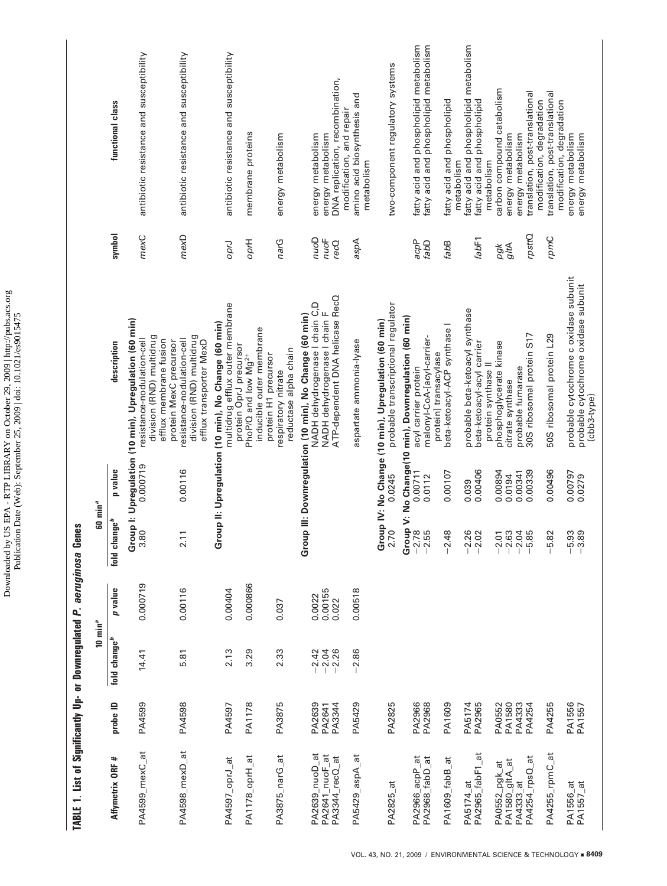**TABLE 1. List of Significantly Up- or Downregulated *P. aeruginosa* Genes**

| Affymetrix ORF # | probe ID | 10 min[a] | | 60 min[a] | | description | symbol | functional class |
|---|---|---|---|---|---|---|---|---|
| | | fold change[b] | *p* value | fold change[b] | p value | | | |
| **Group I: Upregulation (10 min), Upregulation (60 min)** | | | | | | | | |
| PA4599_mexC_at | PA4599 | 14.41 | 0.000719 | 3.80 | 0.000719 | resistance-nodulation-cell division (RND) multidrug efflux membrane fusion protein MexC precursor | *mexC* | antibiotic resistance and susceptibility |
| PA4598_mexD_at | PA4598 | 5.81 | 0.00116 | 2.11 | 0.00116 | resistance-nodulation-cell division (RND) multidrug efflux transporter MexD | *mexD* | antibiotic resistance and susceptibility |
| **Group II: Upregulation (10 min), No Change (60 min)** | | | | | | | | |
| PA4597_oprJ_at | PA4597 | 2.13 | 0.00404 | | | multidrug efflux outer membrane protein OprJ precursor | *oprJ* | antibiotic resistance and susceptibility |
| PA1178_oprH_at | PA1178 | 3.29 | 0.000866 | | | PhoP/Q and low $Mg^{2+}$ inducible outer membrane protein H1 precursor | *oprH* | membrane proteins |
| PA3875_narG_at | PA3875 | 2.33 | 0.037 | | | respiratory nitrate reductase alpha chain | *narG* | energy metabolism |
| **Group III: Downregulation (10 min), No Change (60 min)** | | | | | | | | |
| PA2639_nuoD_at | PA2639 | −2.42 | 0.0022 | | | NADH dehydrogenase I chain C,D | *nuoD* | energy metabolism |
| PA2641_nuoF_at | PA2641 | −2.04 | 0.00155 | | | NADH dehydrogenase I chain F | *nuoF* | energy metabolism |
| PA3344_recQ_at | PA3344 | −2.26 | 0.022 | | | ATP-dependent DNA helicase RecQ | *recQ* | DNA replication, recombination, modification, and repair |
| PA5429_aspA_at | PA5429 | −2.86 | 0.00518 | | | aspartate ammonia-lyase | *aspA* | amino acid biosynthesis and metabolism |
| **Group IV: No Change (10 min), Upregulation (60 min)** | | | | | | | | |
| PA2825_at | PA2825 | | | 2.70 | 0.0245 | probable transcriptional regulator | | two-component regulatory systems |
| **Group V: No Change(10 min), Downregulation (60 min)** | | | | | | | | |
| PA2966_acpP_at | PA2966 | | | −2.78 | 0.00711 | acyl carrier protein | *acpP* | fatty acid and phospholipid metabolism |
| PA2968_fabD_at | PA2968 | | | −2.55 | 0.0112 | malonyl-CoA-[acyl-carrier-protein] transacylase | *fabD* | fatty acid and phospholipid metabolism |
| PA1609_fabB_at | PA1609 | | | −2.48 | 0.00107 | beta-ketoacyl-ACP synthase I | *fabB* | fatty acid and phospholipid metabolism |
| PA5174_at | PA5174 | | | −2.26 | 0.039 | probable beta-ketoacyl synthase | | fatty acid and phospholipid metabolism |
| PA2965_fabF1_at | PA2965 | | | −2.02 | 0.00406 | beta-ketoacyl-acyl carrier protein synthase II | *fabF1* | fatty acid and phospholipid metabolism |
| PA0552_pgk_at | PA0552 | | | −2.01 | 0.00894 | phosphoglycerate kinase | *pgk* | carbon compound catabolism |
| PA1580_gltA_at | PA1580 | | | −2.63 | 0.0194 | citrate synthase | *gltA* | energy metabolism |
| PA4333_at | PA4333 | | | −2.04 | 0.00341 | probable fumarase | | energy metabolism |
| PA4254_rpsQ_at | PA4254 | | | −5.85 | 0.00339 | 30S ribosomal protein S17 | *rpsttQ* | translation, post-translational modification, degradation |
| PA4255_rpmC_at | PA4255 | | | −5.82 | 0.00496 | 50S ribosomal protein L29 | *rpmC* | translation, post-translational modification, degradation |
| PA1556_at | PA1556 | | | −5.93 | 0.00797 | probable cytochrome c oxidase subunit | | energy metabolism |
| PA1557_at | PA1557 | | | −3.89 | 0.0279 | probable cytochrome oxidase subunit (cbb3-type) | | energy metabolism |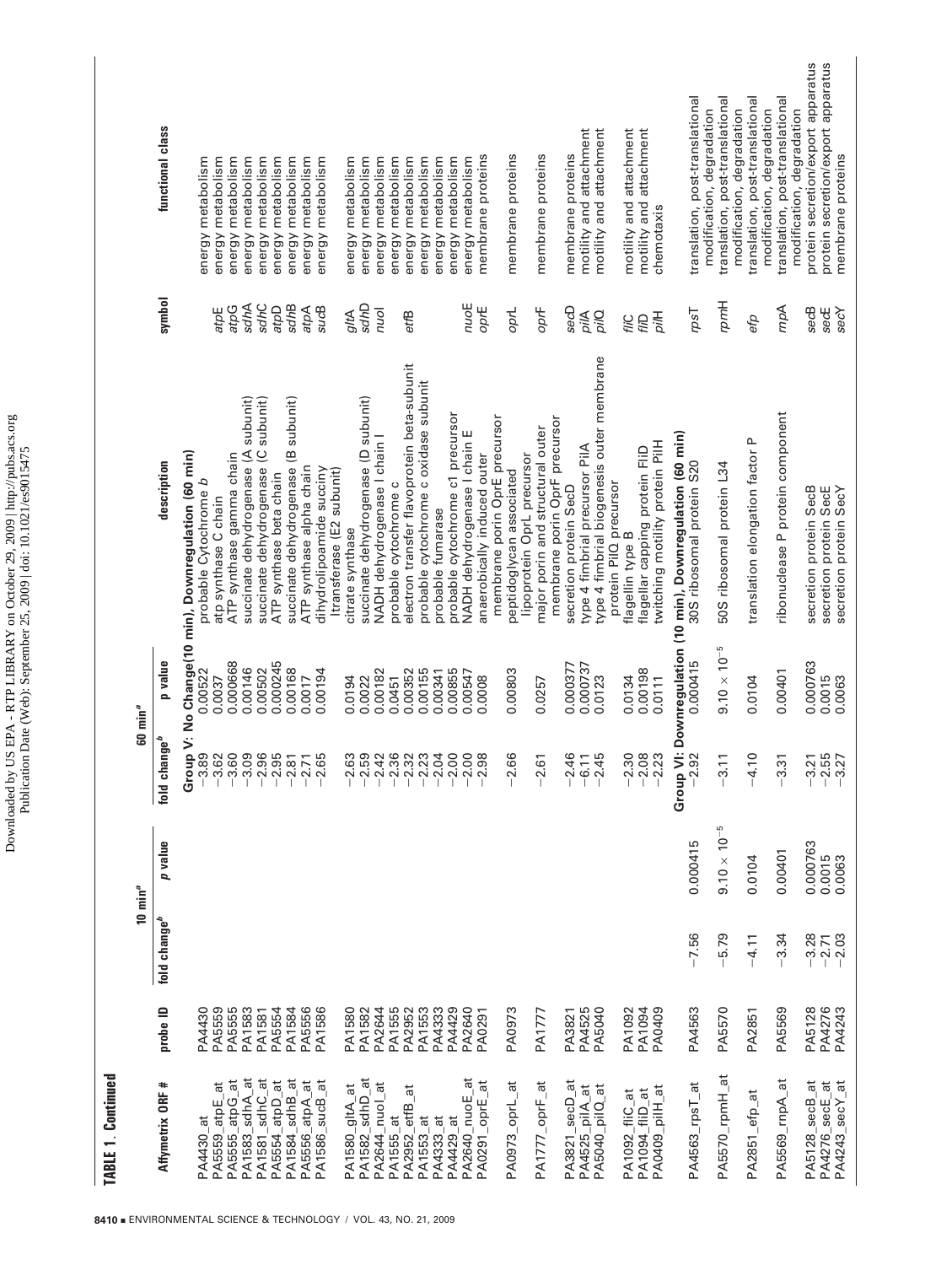**TABLE 1. Continued**

| Affymetrix ORF # | probe ID | 10 min[a] | | 60 min[a] | | description | symbol | functional class |
|---|---|---|---|---|---|---|---|---|
| | | fold change[b] | p value | fold change[b] | p value | | | |
| **Group V: No Change(10 min), Downregulation (60 min)** | | | | | | | | |
| PA4430_at | PA4430 | | | −3.89 | 0.00522 | probable Cytochrome *b* | | energy metabolism |
| PA5559_atpE_at | PA5559 | | | −3.62 | 0.0037 | atp synthase C chain | *atpE* | energy metabolism |
| PA5555_atpG_at | PA5555 | | | −3.60 | 0.000668 | ATP synthase gamma chain | *atpG* | energy metabolism |
| PA1583_sdhA_at | PA1583 | | | −3.09 | 0.00146 | succinate dehydrogenase (A subunit) | *sdhA* | energy metabolism |
| PA1581_sdhC_at | PA1581 | | | −2.96 | 0.00502 | succinate dehydrogenase (C subunit) | *sdhC* | energy metabolism |
| PA5554_atpD_at | PA5554 | | | −2.95 | 0.000245 | ATP synthase beta chain | *atpD* | energy metabolism |
| PA1584_sdhB_at | PA1584 | | | −2.81 | 0.00168 | succinate dehydrogenase (B subunit) | *sdhB* | energy metabolism |
| PA5556_atpA_at | PA5556 | | | −2.71 | 0.0017 | ATP synthase alpha chain | *atpA* | energy metabolism |
| PA1586_sucB_at | PA1586 | | | −2.65 | 0.00194 | dihydrolipoamide succiny ltransferase (E2 subunit) | *sucB* | energy metabolism |
| PA1580_gltA_at | PA1580 | | | −2.63 | 0.0194 | citrate synthase | *gltA* | energy metabolism |
| PA1582_sdhD_at | PA1582 | | | −2.59 | 0.0022 | succinate dehydrogenase (D subunit) | *sdhD* | energy metabolism |
| PA2644_nuoI_at | PA2644 | | | −2.42 | 0.00182 | NADH dehydrogenase I chain I | *nuoI* | energy metabolism |
| PA1555_at | PA1555 | | | −2.36 | 0.0451 | probable cytochrome c | | energy metabolism |
| PA2952_etfB_at | PA2952 | | | −2.32 | 0.00352 | electron transfer flavoprotein beta-subunit | *etfB* | energy metabolism |
| PA1553_at | PA1553 | | | −2.23 | 0.00155 | probable cytochrome c oxidase subunit | | energy metabolism |
| PA4333_at | PA4333 | | | −2.04 | 0.00341 | probable fumarase | | energy metabolism |
| PA4429_at | PA4429 | | | −2.00 | 0.00855 | probable cytochrome c1 precursor | | energy metabolism |
| PA2640_nuoE_at | PA2640 | | | −2.00 | 0.00547 | NADH dehydrogenase I chain E | *nuoE* | energy metabolism |
| PA0291_oprE_at | PA0291 | | | −2.98 | 0.0008 | anaerobically induced outer membrane porin OprE precursor | *oprE* | membrane proteins |
| PA0973_oprL_at | PA0973 | | | −2.66 | 0.00803 | peptidoglycan associated lipoprotein OprL precursor | *oprL* | membrane proteins |
| PA1777_oprF_at | PA1777 | | | −2.61 | 0.0257 | major porin and structural outer membrane porin OprF precursor | *oprF* | membrane proteins |
| PA3821_secD_at | PA3821 | | | −2.46 | 0.000377 | secretion protein SecD | *secD* | membrane proteins |
| PA4525_pilA_at | PA4525 | | | −6.11 | 0.000737 | type 4 fimbrial precursor PilA | *pilA* | motility and attachment |
| PA5040_pilQ_at | PA5040 | | | −2.45 | 0.0123 | type 4 fimbrial biogenesis outer membrane protein PilQ precursor | *pilQ* | motility and attachment |
| PA1092_fliC_at | PA1092 | | | −2.30 | 0.0134 | flagellin type B | *fliC* | motility and attachment |
| PA1094_fliD_at | PA1094 | | | −2.08 | 0.00198 | flagellar capping protein FliD | *fliD* | motility and attachment |
| PA0409_pilH_at | PA0409 | | | −2.23 | 0.0111 | twitching motility protein PilH | *pilH* | chemotaxis |
| **Group VI: Downregulation (10 min), Downregulation (60 min)** | | | | | | | | |
| PA4563_rpsT_at | PA4563 | −7.56 | 0.000415 | −2.92 | 0.000415 | 30S ribosomal protein S20 | *rpsT* | translation, post-translational modification, degradation |
| PA5570_rpmH_at | PA5570 | −5.79 | $9.10 \times 10^{-5}$ | −3.11 | $9.10 \times 10^{-5}$ | 50S ribosomal protein L34 | *rpmH* | translation, post-translational modification, degradation |
| PA2851_efp_at | PA2851 | −4.11 | 0.0104 | −4.10 | 0.0104 | translation elongation factor P | *efp* | translation, post-translational modification, degradation |
| PA5569_rnpA_at | PA5569 | −3.34 | 0.00401 | −3.31 | 0.00401 | ribonuclease P protein component | *rnpA* | translation, post-translational modification, degradation |
| PA5128_secB_at | PA5128 | −3.28 | 0.000763 | −3.21 | 0.000763 | secretion protein SecB | *secB* | protein secretion/export apparatus |
| PA4276_secE_at | PA4276 | −2.71 | 0.0015 | −2.55 | 0.0015 | secretion protein SecE | *secE* | protein secretion/export apparatus |
| PA4243_secY_at | PA4243 | −2.03 | 0.0063 | −3.27 | 0.0063 | secretion protein SecY | *secY* | membrane proteins |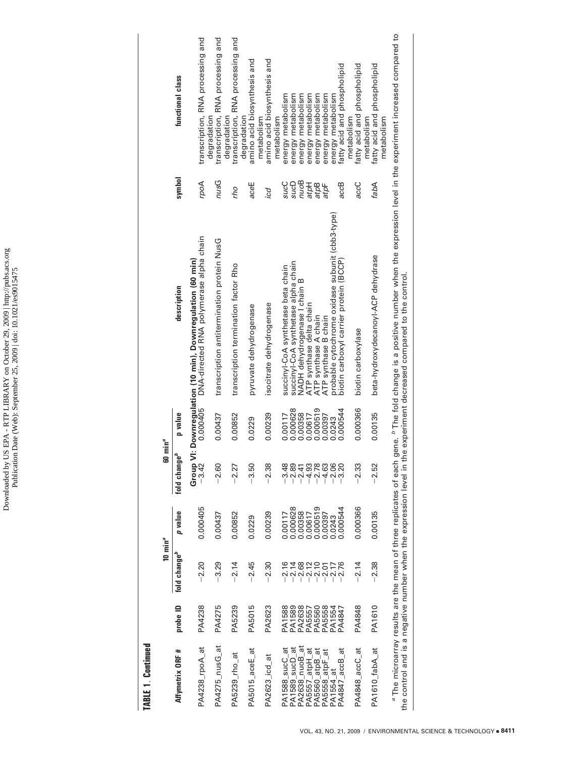**TABLE 1. Continued**

| Affymetrix ORF # | probe ID | 10 min[a] | | 60 min[a] | | description | symbol | functional class |
|---|---|---|---|---|---|---|---|---|
| | | fold change[b] | p value | fold change[b] | p value | | | |
| | | | | **Group VI: Downregulation (10 min), Downregulation (60 min)** | | | | |
| PA4238_rpoA_at | PA4238 | −2.20 | 0.000405 | −3.42 | 0.000405 | DNA-directed RNA polymerase alpha chain | *rpoA* | transcription, RNA processing and degradation |
| PA4275_nusG_at | PA4275 | −3.29 | 0.00437 | −2.60 | 0.00437 | transcription antitermination protein NusG | *nusG* | transcription, RNA processing and degradation |
| PA5239_rho_at | PA5239 | −2.14 | 0.00852 | −2.27 | 0.00852 | transcription termination factor Rho | *rho* | transcription, RNA processing and degradation |
| PA5015_aceE_at | PA5015 | −2.45 | 0.0229 | −3.50 | 0.0229 | pyruvate dehydrogenase | *aceE* | amino acid biosynthesis and metabolism |
| PA2623_icd_at | PA2623 | −2.30 | 0.00239 | −2.38 | 0.00239 | isocitrate dehydrogenase | *icd* | amino acid biosynthesis and metabolism |
| PA1588_sucC_at | PA1588 | −2.16 | 0.00117 | −3.48 | 0.00117 | succinyl-CoA synthetase beta chain | *sucC* | energy metabolism |
| PA1589_sucD_at | PA1589 | −2.14 | 0.000628 | −2.89 | 0.000628 | succinyl-CoA synthetase alpha chain | *sucD* | energy metabolism |
| PA2638_nuoB_at | PA2638 | −2.68 | 0.00358 | −2.41 | 0.00358 | NADH dehydrogenase I chain B | *nuoB* | energy metabolism |
| PA5557_atpH_at | PA5557 | −2.12 | 0.00617 | −4.93 | 0.00617 | ATP synthase delta chain | *atpH* | energy metabolism |
| PA5560_atpB_at | PA5560 | −2.10 | 0.000519 | −2.78 | 0.000519 | ATP synthase A chain | *atpB* | energy metabolism |
| PA5558_atpF_at | PA5558 | −2.01 | 0.00397 | −4.63 | 0.00397 | ATP synthase B chain | *atpF* | energy metabolism |
| PA1554_at | PA1554 | −2.17 | 0.0243 | −2.06 | 0.0243 | probable cytochrome oxidase subunit (cbb3-type) | | energy metabolism |
| PA4847_accB_at | PA4847 | −2.76 | 0.000544 | −3.20 | 0.000544 | biotin carboxyl carrier protein (BCCP) | *accB* | fatty acid and phospholipid metabolism |
| PA4848_accC_at | PA4848 | −2.14 | 0.000366 | −2.33 | 0.000366 | biotin carboxylase | *accC* | fatty acid and phospholipid metabolism |
| PA1610_fabA_at | PA1610 | −2.38 | 0.00135 | −2.52 | 0.00135 | beta-hydroxydecanoyl-ACP dehydrase | *fabA* | fatty acid and phospholipid metabolism |

[a] The microarray results are the mean of three replicates of each gene. [b] The fold change is a positive number when the expression level in the experiment increased compared to the control and is a negative number when the expression level in the experiment decreased compared to the control.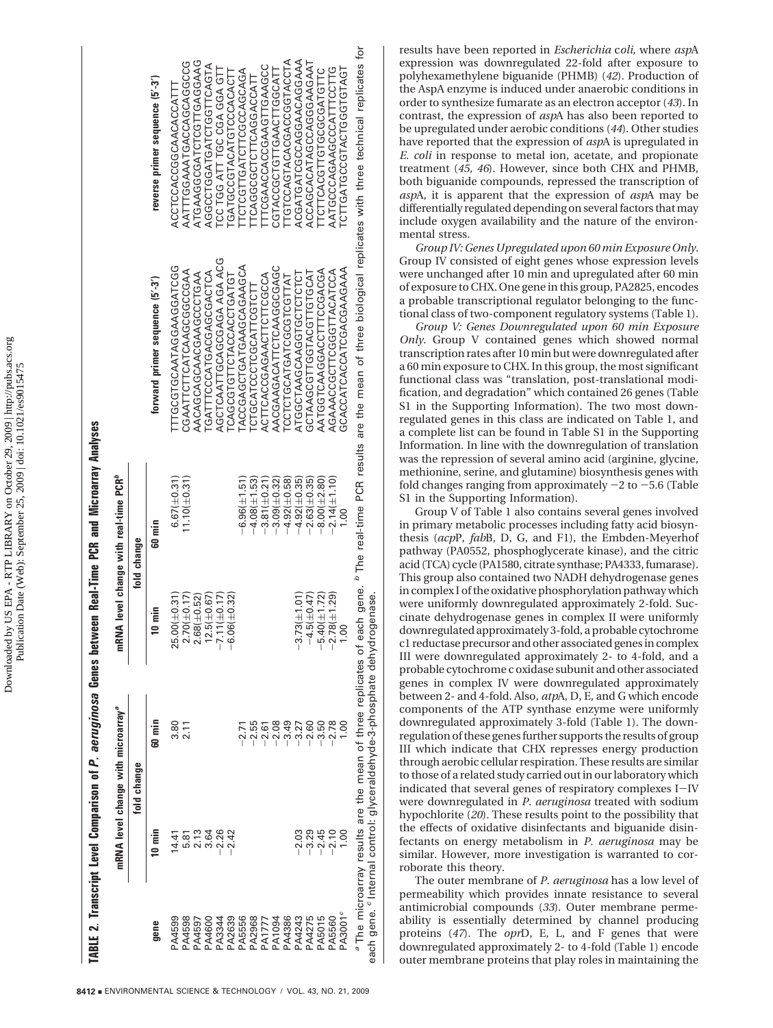**TABLE 2. Transcript Level Comparison of *P. aeruginosa* Genes between Real-Time PCR and Microarray Analyses**

| gene | mRNA level change with microarray[a] | | mRNA level change with real-time PCR[b] | | forward primer sequence (5′-3′) | reverse primer sequence (5′-3′) |
|---|---|---|---|---|---|---|
| | fold change | | fold change | | | |
| | 10 min | 60 min | 10 min | 60 min | | |
| PA4599 | 14.41 | 3.80 | 25.00(±0.31) | 6.67(±0.31) | TTTGCGTGCAATAGGAAGGATCGG | ACCTCCACCGGCAACACCATTT |
| PA4598 | 5.81 | 2.11 | 2.70(±0.17) | 11.10(±0.31) | CGAATTCTTCATCAAGCGGCCGAA | AATTTGGAAATGACCACGAGGCCG |
| PA4597 | 2.13 | | 2.68(±0.52) | | AACAGCAGCAACGAAGCCTGAA | ATGAAGGCGATCTCGTTGAGGAAG |
| PA4600 | 3.64 | | 12.5(±0.67) | | TGATTCCCATGACGAGCGACTCA | AGGCCTGGATGATCTGGTTCAGTA |
| PA3344 | −2.26 | | −7.11(±0.17) | | AGCTCAATTGCAGCGAGA AGA ACG | TCC TGG ATT TGC CGA GGA GTT |
| PA2639 | −2.42 | | −6.06(±0.32) | | TCAGCGTGTTCTACCACCTGATGT | TGATGCCGTACATGTCCCACACTT |
| PA5556 | | −2.71 | | −6.96(±1.51) | TACCGAGCTGATGAAGCAGAAGCA | TTCTCGTTGATCTTCGCCAGCAGA |
| PA2968 | | −2.55 | | −4.08(±1.53) | TCTGCATCCCTCGCATTCGTCTT | TTCAGGCGCTCTTCAGGACCATT |
| PA1777 | | −2.61 | | −3.81(±0.21) | ACTTCACCGAGAACTTCTTCGCCA | TTTCGAACCACCGAAGTTGAAGCC |
| PA1094 | | −2.08 | | −3.09(±0.32) | AACGAAGACATTCTCAAGGCGAGC | CGTACCGCTGTTGAACTTGGCATT |
| PA4386 | | −3.49 | | −4.92(±0.58) | TCCTCTGCATGATCGCGTCGTTAT | TTGTCCAGTACACGACCGGTACCTA |
| PA4243 | −2.03 | −3.27 | −3.73(±1.01) | −4.92(±0.35) | ATGGCTAAGCAAGGTGCTCTCTCT | ACGATGATCGCCAGGAACAGGAAA |
| PA4275 | −3.29 | −2.60 | −4.5(±0.47) | −2.63(±0.35) | GCTAAGCGTTGGTACGTTGTGCAT | ACCAGCACATAGCCAGGGAAGAAT |
| PA5015 | −2.45 | −3.50 | −5.40(±1.72) | −8.00(±2.80) | AATGGTCAAGGACCTTTCCGACGA | TTCTTCACGTTGTGCGCGATGTTC |
| PA5560 | −2.10 | −2.78 | −2.78(±1.29) | −2.14(±1.10) | AGAAACCGCTTCGGGTTACATCCA | AATGCCCAGAAGCCCATTTCCTTG |
| PA3001[c] | 1.00 | 1.00 | 1.00 | 1.00 | GCACCATCACCATCGACGAAGAAA | TCTTGATGCCGTACTGGGTGTAGT |

[a] The microarray results are the mean of three replicates of each gene. [b] The real-time PCR results are the mean of three biological replicates with three technical replicates for each gene. [c] Internal control: glyceraldehyde-3-phosphate dehydrogenase.

results have been reported in *Escherichia coli*, where *asp*A expression was downregulated 22-fold after exposure to polyhexamethylene biguanide (PHMB) (*42*). Production of the AspA enzyme is induced under anaerobic conditions in order to synthesize fumarate as an electron acceptor (*43*). In contrast, the expression of *asp*A has also been reported to be upregulated under aerobic conditions (*44*). Other studies have reported that the expression of *asp*A is upregulated in *E. coli* in response to metal ion, acetate, and propionate treatment (*45*, *46*). However, since both CHX and PHMB, both biguanide compounds, repressed the transcription of *asp*A, it is apparent that the expression of *asp*A may be differentially regulated depending on several factors that may include oxygen availability and the nature of the environmental stress.

*Group IV: Genes Upregulated upon 60 min Exposure Only.* Group IV consisted of eight genes whose expression levels were unchanged after 10 min and upregulated after 60 min of exposure to CHX. One gene in this group, PA2825, encodes a probable transcriptional regulator belonging to the functional class of two-component regulatory systems (Table 1).

*Group V: Genes Downregulated upon 60 min Exposure Only.* Group V contained genes which showed normal transcription rates after 10 min but were downregulated after a 60 min exposure to CHX. In this group, the most significant functional class was "translation, post-translational modification, and degradation" which contained 26 genes (Table S1 in the Supporting Information). The two most downregulated genes in this class are indicated on Table 1, and a complete list can be found in Table S1 in the Supporting Information. In line with the downregulation of translation was the repression of several amino acid (arginine, glycine, methionine, serine, and glutamine) biosynthesis genes with fold changes ranging from approximately −2 to −5.6 (Table S1 in the Supporting Information).

Group V of Table 1 also contains several genes involved in primary metabolic processes including fatty acid biosynthesis (*acp*P, *fab*B, D, G, and F1), the Embden-Meyerhof pathway (PA0552, phosphoglycerate kinase), and the citric acid (TCA) cycle (PA1580, citrate synthase; PA4333, fumarase). This group also contained two NADH dehydrogenase genes in complex I of the oxidative phosphorylation pathway which were uniformly downregulated approximately 2-fold. Succinate dehydrogenase genes in complex II were uniformly downregulated approximately 3-fold, a probable cytochrome c1 reductase precursor and other associated genes in complex III were downregulated approximately 2- to 4-fold, and a probable cytochrome c oxidase subunit and other associated genes in complex IV were downregulated approximately between 2- and 4-fold. Also, *atp*A, D, E, and G which encode components of the ATP synthase enzyme were uniformly downregulated approximately 3-fold (Table 1). The downregulation of these genes further supports the results of group III which indicate that CHX represses energy production through aerobic cellular respiration. These results are similar to those of a related study carried out in our laboratory which indicated that several genes of respiratory complexes I−IV were downregulated in *P. aeruginosa* treated with sodium hypochlorite (*20*). These results point to the possibility that the effects of oxidative disinfectants and biguanide disinfectants on energy metabolism in *P. aeruginosa* may be similar. However, more investigation is warranted to corroborate this theory.

The outer membrane of *P. aeruginosa* has a low level of permeability which provides innate resistance to several antimicrobial compounds (*33*). Outer membrane permeability is essentially determined by channel producing proteins (*47*). The *opr*D, E, L, and F genes that were downregulated approximately 2- to 4-fold (Table 1) encode outer membrane proteins that play roles in maintaining the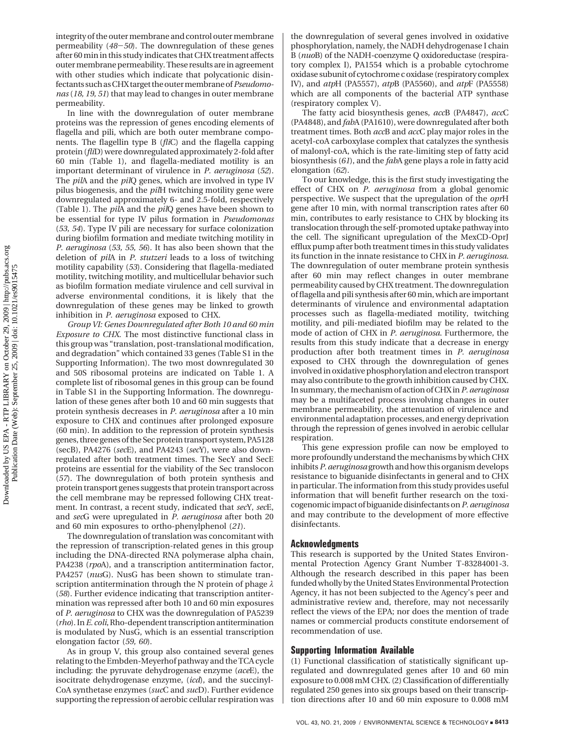integrity of the outer membrane and control outer membrane permeability (*48*–*50*). The downregulation of these genes after 60 min in this study indicates that CHX treatment affects outer membrane permeability. These results are in agreement with other studies which indicate that polycationic disinfectants such as CHX target the outer membrane of *Pseudomonas* (*18, 19, 51*) that may lead to changes in outer membrane permeability.

In line with the downregulation of outer membrane proteins was the repression of genes encoding elements of flagella and pili, which are both outer membrane components. The flagellin type B (*fliC*) and the flagella capping protein (*fliD*) were downregulated approximately 2-fold after 60 min (Table 1), and flagella-mediated motility is an important determinant of virulence in *P. aeruginosa* (*52*). The *pilA* and the *pilQ* genes, which are involved in type IV pilus biogenesis, and the *pilH* twitching motility gene were downregulated approximately 6- and 2.5-fold, respectively (Table 1). The *pilA* and the *pilQ* genes have been shown to be essential for type IV pilus formation in *Pseudomonas* (*53, 54*). Type IV pili are necessary for surface colonization during biofilm formation and mediate twitching motility in *P. aeruginosa* (*53, 55, 56*). It has also been shown that the deletion of *pilA* in *P. stutzeri* leads to a loss of twitching motility capability (*53*). Considering that flagella-mediated motility, twitching motility, and multicellular behavior such as biofilm formation mediate virulence and cell survival in adverse environmental conditions, it is likely that the downregulation of these genes may be linked to growth inhibition in *P. aeruginosa* exposed to CHX.

*Group VI: Genes Downregulated after Both 10 and 60 min Exposure to CHX.* The most distinctive functional class in this group was "translation, post-translational modification, and degradation" which contained 33 genes (Table S1 in the Supporting Information). The two most downregulated 30 and 50S ribosomal proteins are indicated on Table 1. A complete list of ribosomal genes in this group can be found in Table S1 in the Supporting Information. The downregulation of these genes after both 10 and 60 min suggests that protein synthesis decreases in *P. aeruginosa* after a 10 min exposure to CHX and continues after prolonged exposure (60 min). In addition to the repression of protein synthesis genes, three genes of the Sec protein transport system, PA5128 (secB), PA4276 (*secE*), and PA4243 (*secY*), were also downregulated after both treatment times. The SecY and SecE proteins are essential for the viability of the Sec translocon (*57*). The downregulation of both protein synthesis and protein transport genes suggests that protein transport across the cell membrane may be repressed following CHX treatment. In contrast, a recent study, indicated that *secY*, *secE*, and *secG* were upregulated in *P. aeruginosa* after both 20 and 60 min exposures to ortho-phenylphenol (*21*).

The downregulation of translation was concomitant with the repression of transcription-related genes in this group including the DNA-directed RNA polymerase alpha chain, PA4238 (*rpoA*), and a transcription antitermination factor, PA4257 (*nusG*). NusG has been shown to stimulate transcription antitermination through the N protein of phage λ (*58*). Further evidence indicating that transcription antitermination was repressed after both 10 and 60 min exposures of *P. aeruginosa* to CHX was the downregulation of PA5239 (*rho*). In *E. coli*, Rho-dependent transcription antitermination is modulated by NusG, which is an essential transcription elongation factor (*59, 60*).

As in group V, this group also contained several genes relating to the Embden-Meyerhof pathway and the TCA cycle including: the pyruvate dehydrogenase enzyme (*aceE*), the isocitrate dehydrogenase enzyme, (*icd*), and the succinyl-CoA synthetase enzymes (*sucC* and *sucD*). Further evidence supporting the repression of aerobic cellular respiration was the downregulation of several genes involved in oxidative phosphorylation, namely, the NADH dehydrogenase I chain B (*nuoB*) of the NADH-coenzyme Q oxidoreductase (respiratory complex I), PA1554 which is a probable cytochrome oxidase subunit of cytochrome c oxidase (respiratory complex IV), and *atpH* (PA5557), *atpB* (PA5560), and *atpF* (PA5558) which are all components of the bacterial ATP synthase (respiratory complex V).

The fatty acid biosynthesis genes, *accB* (PA4847), *accC* (PA4848), and *fabA* (PA1610), were downregulated after both treatment times. Both *accB* and *accC* play major roles in the acetyl-coA carboxylase complex that catalyzes the synthesis of malonyl-coA, which is the rate-limiting step of fatty acid biosynthesis (*61*), and the *fabA* gene plays a role in fatty acid elongation (*62*).

To our knowledge, this is the first study investigating the effect of CHX on *P. aeruginosa* from a global genomic perspective. We suspect that the upregulation of the *oprH* gene after 10 min, with normal transcription rates after 60 min, contributes to early resistance to CHX by blocking its translocation through the self-promoted uptake pathway into the cell. The significant upregulation of the MexCD-OprJ efflux pump after both treatment times in this study validates its function in the innate resistance to CHX in *P. aeruginosa*. The downregulation of outer membrane protein synthesis after 60 min may reflect changes in outer membrane permeability caused by CHX treatment. The downregulation of flagella and pili synthesis after 60 min, which are important determinants of virulence and environmental adaptation processes such as flagella-mediated motility, twitching motility, and pili-mediated biofilm may be related to the mode of action of CHX in *P. aeruginosa*. Furthermore, the results from this study indicate that a decrease in energy production after both treatment times in *P. aeruginosa* exposed to CHX through the downregulation of genes involved in oxidative phosphorylation and electron transport may also contribute to the growth inhibition caused by CHX. In summary, the mechanism of action of CHX in *P. aeruginosa* may be a multifaceted process involving changes in outer membrane permeability, the attenuation of virulence and environmental adaptation processes, and energy deprivation through the repression of genes involved in aerobic cellular respiration.

This gene expression profile can now be employed to more profoundly understand the mechanisms by which CHX inhibits *P. aeruginosa* growth and how this organism develops resistance to biguanide disinfectants in general and to CHX in particular. The information from this study provides useful information that will benefit further research on the toxicogenomic impact of biguanide disinfectants on *P. aeruginosa* and may contribute to the development of more effective disinfectants.

## Acknowledgments

This research is supported by the United States Environmental Protection Agency Grant Number T-83284001-3. Although the research described in this paper has been funded wholly by the United States Environmental Protection Agency, it has not been subjected to the Agency's peer and administrative review and, therefore, may not necessarily reflect the views of the EPA; nor does the mention of trade names or commercial products constitute endorsement of recommendation of use.

## Supporting Information Available

(1) Functional classification of statistically significant upregulated and downregulated genes after 10 and 60 min exposure to 0.008 mM CHX. (2) Classification of differentially regulated 250 genes into six groups based on their transcription directions after 10 and 60 min exposure to 0.008 mM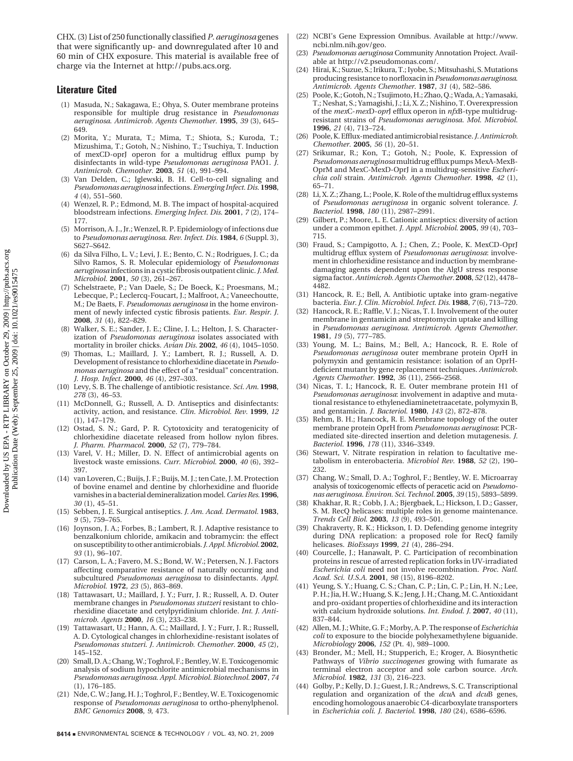CHX. (3) List of 250 functionally classified *P. aeruginosa* genes that were significantly up- and downregulated after 10 and 60 min of CHX exposure. This material is available free of charge via the Internet at http://pubs.acs.org.

## Literature Cited

(1) Masuda, N.; Sakagawa, E.; Ohya, S. Outer membrane proteins responsible for multiple drug resistance in *Pseudomonas aeruginosa*. *Antimicrob. Agents Chemother.* **1995**, *39* (3), 645–649.

(2) Morita, Y.; Murata, T.; Mima, T.; Shiota, S.; Kuroda, T.; Mizushima, T.; Gotoh, N.; Nishino, T.; Tsuchiya, T. Induction of mexCD-oprJ operon for a multidrug efflux pump by disinfectants in wild-type *Pseudomonas aeruginosa* PAO1. *J. Antimicrob. Chemother.* **2003**, *51* (4), 991–994.

(3) Van Delden, C.; Iglewski, B. H. Cell-to-cell signaling and *Pseudomonas aeruginosa* infections. *Emerging Infect. Dis.* **1998**, *4* (4), 551–560.

(4) Wenzel, R. P.; Edmond, M. B. The impact of hospital-acquired bloodstream infections. *Emerging Infect. Dis.* **2001**, *7* (2), 174–177.

(5) Morrison, A. J., Jr.; Wenzel, R. P. Epidemiology of infections due to *Pseudomonas aeruginosa*. *Rev. Infect. Dis.* **1984**, *6* (Suppl. 3), S627–S642.

(6) da Silva Filho, L. V.; Levi, J. E.; Bento, C. N.; Rodrigues, J. C.; da Silvo Ramos, S. R. Molecular epidemiology of *Pseudomonas aeruginosa* infections in a cystic fibrosis outpatient clinic. *J. Med. Microbiol.* **2001**, *50* (3), 261–267.

(7) Schelstraete, P.; Van Daele, S.; De Boeck, K.; Proesmans, M.; Lebecque, P.; Leclercq-Foucart, J.; Malfroot, A.; Vaneechoutte, M.; De Baets, F. *Pseudomonas aeruginosa* in the home environment of newly infected cystic fibrosis patients. *Eur. Respir. J.* **2008**, *31* (4), 822–829.

(8) Walker, S. E.; Sander, J. E.; Cline, J. L.; Helton, J. S. Characterization of *Pseudomonas aeruginosa* isolates associated with mortality in broiler chicks. *Avian Dis.* **2002**, *46* (4), 1045–1050.

(9) Thomas, L.; Maillard, J. Y.; Lambert, R. J.; Russell, A. D. Development of resistance to chlorhexidine diacetate in *Pseudomonas aeruginosa* and the effect of a "residual" concentration. *J. Hosp. Infect.* **2000**, *46* (4), 297–303.

(10) Levy, S. B. The challenge of antibiotic resistance. *Sci. Am.* **1998**, *278* (3), 46–53.

(11) McDonnell, G.; Russell, A. D. Antiseptics and disinfectants: activity, action, and resistance. *Clin. Microbiol. Rev.* **1999**, *12* (1), 147–179.

(12) Ostad, S. N.; Gard, P. R. Cytotoxicity and teratogenicity of chlorhexidine diacetate released from hollow nylon fibres. *J. Pharm. Pharmacol.* **2000**, *52* (7), 779–784.

(13) Varel, V. H.; Miller, D. N. Effect of antimicrobial agents on livestock waste emissions. *Curr. Microbiol.* **2000**, *40* (6), 392–397.

(14) van Loveren, C.; Buijs, J. F.; Buijs, M. J.; ten Cate, J. M. Protection of bovine enamel and dentine by chlorhexidine and fluoride varnishes in a bacterial demineralization model. *Caries Res.* **1996**, *30* (1), 45–51.

(15) Sebben, J. E. Surgical antiseptics. *J. Am. Acad. Dermatol.* **1983**, *9* (5), 759–765.

(16) Joynson, J. A.; Forbes, B.; Lambert, R. J. Adaptive resistance to benzalkonium chloride, amikacin and tobramycin: the effect on susceptibility to other antimicrobials. *J. Appl. Microbiol.* **2002**, *93* (1), 96–107.

(17) Carson, L. A.; Favero, M. S.; Bond, W. W.; Petersen, N. J. Factors affecting comparative resistance of naturally occurring and subcultured *Pseudomonas aeruginosa* to disinfectants. *Appl. Microbiol.* **1972**, *23* (5), 863–869.

(18) Tattawasart, U.; Maillard, J. Y.; Furr, J. R.; Russell, A. D. Outer membrane changes in *Pseudomonas stutzeri* resistant to chlorhexidine diacetate and cetylpyridinium chloride. *Int. J. Antimicrob. Agents* **2000**, *16* (3), 233–238.

(19) Tattawasart, U.; Hann, A. C.; Maillard, J. Y.; Furr, J. R.; Russell, A. D. Cytological changes in chlorhexidine-resistant isolates of *Pseudomonas stutzeri*. *J. Antimicrob. Chemother.* **2000**, *45* (2), 145–152.

(20) Small, D. A.; Chang, W.; Toghrol, F.; Bentley, W. E. Toxicogenomic analysis of sodium hypochlorite antimicrobial mechanisms in *Pseudomonas aeruginosa*. *Appl. Microbiol. Biotechnol.* **2007**, *74* (1), 176–185.

(21) Nde, C. W.; Jang, H. J.; Toghrol, F.; Bentley, W. E. Toxicogenomic response of *Pseudomonas aeruginosa* to ortho-phenylphenol. *BMC Genomics* **2008**, *9*, 473.

(22) NCBI's Gene Expression Omnibus. Available at http://www.ncbi.nlm.nih.gov/geo.

(23) *Pseudomonas aeruginosa* Community Annotation Project. Available at http://v2.pseudomonas.com/.

(24) Hirai, K.; Suzue, S.; Irikura, T.; Iyobe, S.; Mitsuhashi, S. Mutations producing resistance to norfloxacin in *Pseudomonas aeruginosa*. *Antimicrob. Agents Chemother.* **1987**, *31* (4), 582–586.

(25) Poole, K.; Gotoh, N.; Tsujimoto, H.; Zhao, Q.; Wada, A.; Yamasaki, T.; Neshat, S.; Yamagishi, J.; Li, X. Z.; Nishino, T. Overexpression of the *mex*C-*mex*D-*opr*J efflux operon in *nfx*B-type multidrug-resistant strains of *Pseudomonas aeruginosa*. *Mol. Microbiol.* **1996**, *21* (4), 713–724.

(26) Poole, K. Efflux-mediated antimicrobial resistance. *J. Antimicrob. Chemother.* **2005**, *56* (1), 20–51.

(27) Srikumar, R.; Kon, T.; Gotoh, N.; Poole, K. Expression of *Pseudomonas aeruginosa* multidrug efflux pumps MexA-MexB-OprM and MexC-MexD-OprJ in a multidrug-sensitive *Escherichia coli* strain. *Antimicrob. Agents Chemother.* **1998**, *42* (1), 65–71.

(28) Li, X. Z.; Zhang, L.; Poole, K. Role of the multidrug efflux systems of *Pseudomonas aeruginosa* in organic solvent tolerance. *J. Bacteriol.* **1998**, *180* (11), 2987–2991.

(29) Gilbert, P.; Moore, L. E. Cationic antiseptics: diversity of action under a common epithet. *J. Appl. Microbiol.* **2005**, *99* (4), 703–715.

(30) Fraud, S.; Campigotto, A. J.; Chen, Z.; Poole, K. MexCD-OprJ multidrug efflux system of *Pseudomonas aeruginosa*: involvement in chlorhexidine resistance and induction by membrane-damaging agents dependent upon the AlgU stress response sigma factor. *Antimicrob. Agents Chemother.* **2008**, *52* (12), 4478–4482.

(31) Hancock, R. E.; Bell, A. Antibiotic uptake into gram-negative bacteria. *Eur. J. Clin. Microbiol. Infect. Dis.* **1988**, *7* (6), 713–720.

(32) Hancock, R. E.; Raffle, V. J.; Nicas, T. I. Involvement of the outer membrane in gentamicin and streptomycin uptake and killing in *Pseudomonas aeruginosa*. *Antimicrob. Agents Chemother.* **1981**, *19* (5), 777–785.

(33) Young, M. L.; Bains, M.; Bell, A.; Hancock, R. E. Role of *Pseudomonas aeruginosa* outer membrane protein OprH in polymyxin and gentamicin resistance: isolation of an OprH-deficient mutant by gene replacement techniques. *Antimicrob. Agents Chemother.* **1992**, *36* (11), 2566–2568.

(34) Nicas, T. I.; Hancock, R. E. Outer membrane protein H1 of *Pseudomonas aeruginosa*: involvement in adaptive and mutational resistance to ethylenediaminetetraacetate, polymyxin B, and gentamicin. *J. Bacteriol.* **1980**, *143* (2), 872–878.

(35) Rehm, B. H.; Hancock, R. E. Membrane topology of the outer membrane protein OprH from *Pseudomonas aeruginosa*: PCR-mediated site-directed insertion and deletion mutagenesis. *J. Bacteriol.* **1996**, *178* (11), 3346–3349.

(36) Stewart, V. Nitrate respiration in relation to facultative metabolism in enterobacteria. *Microbiol Rev.* **1988**, *52* (2), 190–232.

(37) Chang, W.; Small, D. A.; Toghrol, F.; Bentley, W. E. Microarray analysis of toxicogenomic effects of peracetic acid on *Pseudomonas aeruginosa*. *Environ. Sci. Technol.* **2005**, *39* (15), 5893–5899.

(38) Khakhar, R. R.; Cobb, J. A.; Bjergbaek, L.; Hickson, I. D.; Gasser, S. M. RecQ helicases: multiple roles in genome maintenance. *Trends Cell Biol.* **2003**, *13* (9), 493–501.

(39) Chakraverty, R. K.; Hickson, I. D. Defending genome integrity during DNA replication: a proposed role for RecQ family helicases. *BioEssays* **1999**, *21* (4), 286–294.

(40) Courcelle, J.; Hanawalt, P. C. Participation of recombination proteins in rescue of arrested replication forks in UV-irradiated *Escherichia coli* need not involve recombination. *Proc. Natl. Acad. Sci. U.S.A.* **2001**, *98* (15), 8196–8202.

(41) Yeung, S. Y.; Huang, C. S.; Chan, C. P.; Lin, C. P.; Lin, H. N.; Lee, P. H.; Jia, H. W.; Huang, S. K.; Jeng, J. H.; Chang, M. C. Antioxidant and pro-oxidant properties of chlorhexidine and its interaction with calcium hydroxide solutions. *Int. Endod. J.* **2007**, *40* (11), 837–844.

(42) Allen, M. J.; White, G. F.; Morby, A. P. The response of *Escherichia coli* to exposure to the biocide polyhexamethylene biguanide. *Microbiology* **2006**, *152* (Pt. 4), 989–1000.

(43) Bronder, M.; Mell, H.; Stupperich, E.; Kroger, A. Biosynthetic Pathways of *Vibrio succinogenes* growing with fumarate as terminal electron acceptor and sole carbon source. *Arch. Microbiol.* **1982**, *131* (3), 216–223.

(44) Golby, P.; Kelly, D. J.; Guest, J. R.; Andrews, S. C. Transcriptional regulation and organization of the *dcu*A and *dcu*B genes, encoding homologous anaerobic C4-dicarboxylate transporters in *Escherichia coli*. *J. Bacteriol.* **1998**, *180* (24), 6586–6596.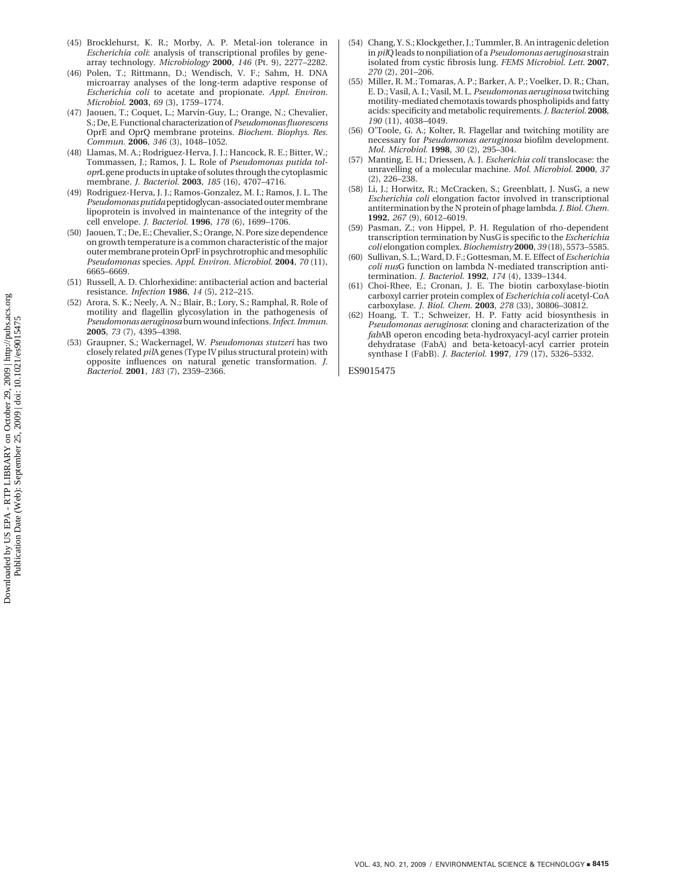(45) Brocklehurst, K. R.; Morby, A. P. Metal-ion tolerance in *Escherichia coli*: analysis of transcriptional profiles by gene-array technology. *Microbiology* **2000**, *146* (Pt. 9), 2277–2282.

(46) Polen, T.; Rittmann, D.; Wendisch, V. F.; Sahm, H. DNA microarray analyses of the long-term adaptive response of *Escherichia coli* to acetate and propionate. *Appl. Environ. Microbiol.* **2003**, *69* (3), 1759–1774.

(47) Jaouen, T.; Coquet, L.; Marvin-Guy, L.; Orange, N.; Chevalier, S.; De, E. Functional characterization of *Pseudomonas fluorescens* OprE and OprQ membrane proteins. *Biochem. Biophys. Res. Commun.* **2006**, *346* (3), 1048–1052.

(48) Llamas, M. A.; Rodriguez-Herva, J. J.; Hancock, R. E.; Bitter, W.; Tommassen, J.; Ramos, J. L. Role of *Pseudomonas putida tol-oprL* gene products in uptake of solutes through the cytoplasmic membrane. *J. Bacteriol.* **2003**, *185* (16), 4707–4716.

(49) Rodriguez-Herva, J. J.; Ramos-Gonzalez, M. I.; Ramos, J. L. The *Pseudomonas putida* peptidoglycan-associated outer membrane lipoprotein is involved in maintenance of the integrity of the cell envelope. *J. Bacteriol.* **1996**, *178* (6), 1699–1706.

(50) Jaouen, T.; De, E.; Chevalier, S.; Orange, N. Pore size dependence on growth temperature is a common characteristic of the major outer membrane protein OprF in psychrotrophic and mesophilic *Pseudomonas* species. *Appl. Environ. Microbiol.* **2004**, *70* (11), 6665–6669.

(51) Russell, A. D. Chlorhexidine: antibacterial action and bacterial resistance. *Infection* **1986**, *14* (5), 212–215.

(52) Arora, S. K.; Neely, A. N.; Blair, B.; Lory, S.; Ramphal, R. Role of motility and flagellin glycosylation in the pathogenesis of *Pseudomonas aeruginosa* burn wound infections. *Infect. Immun.* **2005**, *73* (7), 4395–4398.

(53) Graupner, S.; Wackernagel, W. *Pseudomonas stutzeri* has two closely related *pilA* genes (Type IV pilus structural protein) with opposite influences on natural genetic transformation. *J. Bacteriol.* **2001**, *183* (7), 2359–2366.

(54) Chang, Y. S.; Klockgether, J.; Tummler, B. An intragenic deletion in *pilQ* leads to nonpiliation of a *Pseudomonas aeruginosa* strain isolated from cystic fibrosis lung. *FEMS Microbiol. Lett.* **2007**, *270* (2), 201–206.

(55) Miller, R. M.; Tomaras, A. P.; Barker, A. P.; Voelker, D. R.; Chan, E. D.; Vasil, A. I.; Vasil, M. L. *Pseudomonas aeruginosa* twitching motility-mediated chemotaxis towards phospholipids and fatty acids: specificity and metabolic requirements. *J. Bacteriol.* **2008**, *190* (11), 4038–4049.

(56) O'Toole, G. A.; Kolter, R. Flagellar and twitching motility are necessary for *Pseudomonas aeruginosa* biofilm development. *Mol. Microbiol.* **1998**, *30* (2), 295–304.

(57) Manting, E. H.; Driessen, A. J. *Escherichia coli* translocase: the unravelling of a molecular machine. *Mol. Microbiol.* **2000**, *37* (2), 226–238.

(58) Li, J.; Horwitz, R.; McCracken, S.; Greenblatt, J. NusG, a new *Escherichia coli* elongation factor involved in transcriptional antitermination by the N protein of phage lambda. *J. Biol. Chem.* **1992**, *267* (9), 6012–6019.

(59) Pasman, Z.; von Hippel, P. H. Regulation of rho-dependent transcription termination by NusG is specific to the *Escherichia coli* elongation complex. *Biochemistry* **2000**, *39* (18), 5573–5585.

(60) Sullivan, S. L.; Ward, D. F.; Gottesman, M. E. Effect of *Escherichia coli nusG* function on lambda N-mediated transcription antitermination. *J. Bacteriol.* **1992**, *174* (4), 1339–1344.

(61) Choi-Rhee, E.; Cronan, J. E. The biotin carboxylase-biotin carboxyl carrier protein complex of *Escherichia coli* acetyl-CoA carboxylase. *J. Biol. Chem.* **2003**, *278* (33), 30806–30812.

(62) Hoang, T. T.; Schweizer, H. P. Fatty acid biosynthesis in *Pseudomonas aeruginosa*: cloning and characterization of the *fabAB* operon encoding beta-hydroxyacyl-acyl carrier protein dehydratase (FabA) and beta-ketoacyl-acyl carrier protein synthase I (FabB). *J. Bacteriol.* **1997**, *179* (17), 5326–5332.

ES9015475